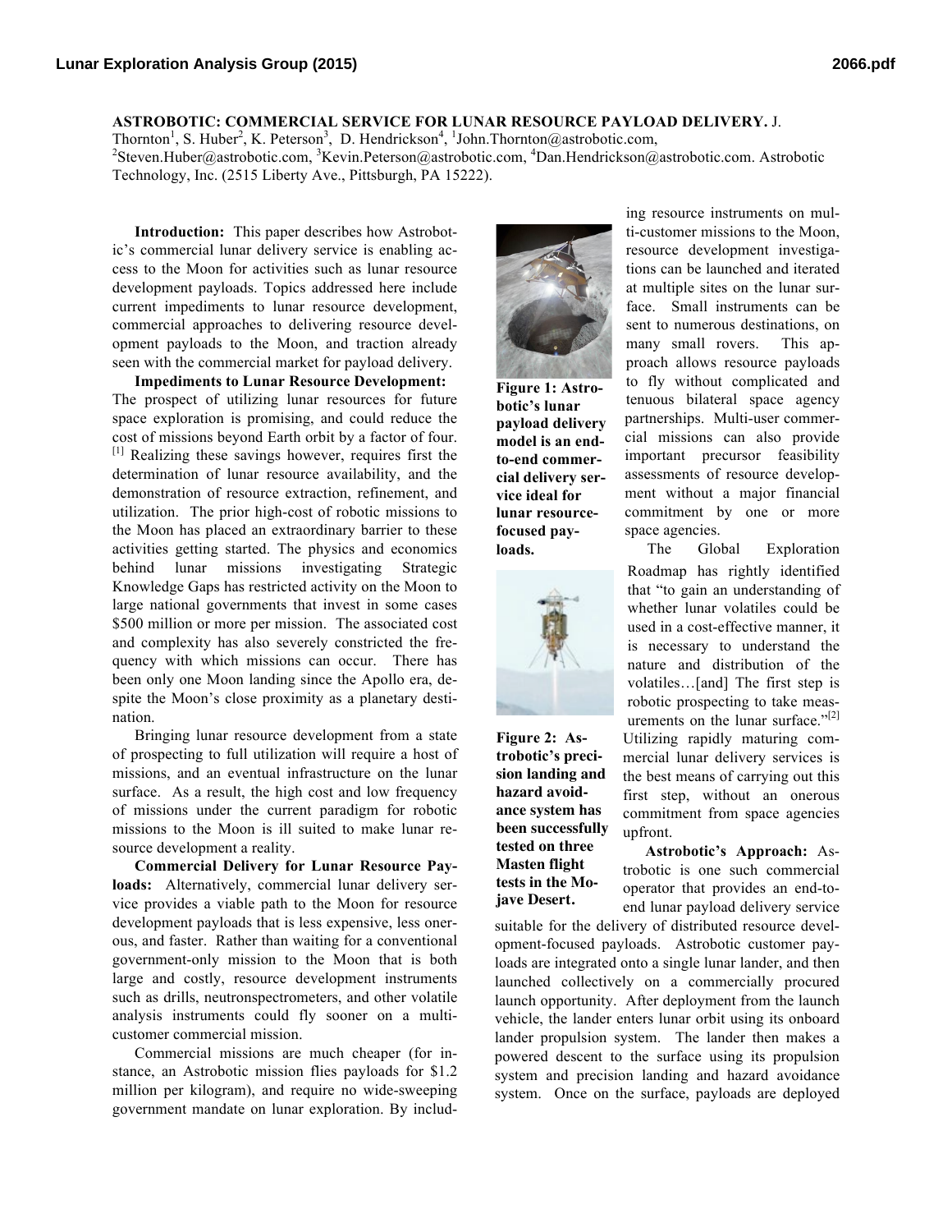**ASTROBOTIC: COMMERCIAL SERVICE FOR LUNAR RESOURCE PAYLOAD DELIVERY.** J. Thornton[1], S. Huber[2], K. Peterson[3], D. Hendrickson[4], [1]John.Thornton@astrobotic.com, [2]Steven.Huber@astrobotic.com, [3]Kevin.Peterson@astrobotic.com, [4]Dan.Hendrickson@astrobotic.com. Astrobotic Technology, Inc. (2515 Liberty Ave., Pittsburgh, PA 15222).

**Introduction:** This paper describes how Astrobotic's commercial lunar delivery service is enabling access to the Moon for activities such as lunar resource development payloads. Topics addressed here include current impediments to lunar resource development, commercial approaches to delivering resource development payloads to the Moon, and traction already seen with the commercial market for payload delivery.

**Impediments to Lunar Resource Development:** The prospect of utilizing lunar resources for future space exploration is promising, and could reduce the cost of missions beyond Earth orbit by a factor of four. [1] Realizing these savings however, requires first the determination of lunar resource availability, and the demonstration of resource extraction, refinement, and utilization. The prior high-cost of robotic missions to the Moon has placed an extraordinary barrier to these activities getting started. The physics and economics behind lunar missions investigating Strategic Knowledge Gaps has restricted activity on the Moon to large national governments that invest in some cases \$500 million or more per mission. The associated cost and complexity has also severely constricted the frequency with which missions can occur. There has been only one Moon landing since the Apollo era, despite the Moon's close proximity as a planetary destination.

Bringing lunar resource development from a state of prospecting to full utilization will require a host of missions, and an eventual infrastructure on the lunar surface. As a result, the high cost and low frequency of missions under the current paradigm for robotic missions to the Moon is ill suited to make lunar resource development a reality.

**Commercial Delivery for Lunar Resource Payloads:** Alternatively, commercial lunar delivery service provides a viable path to the Moon for resource development payloads that is less expensive, less onerous, and faster. Rather than waiting for a conventional government-only mission to the Moon that is both large and costly, resource development instruments such as drills, neutronspectrometers, and other volatile analysis instruments could fly sooner on a multi-customer commercial mission.

Commercial missions are much cheaper (for instance, an Astrobotic mission flies payloads for \$1.2 million per kilogram), and require no wide-sweeping government mandate on lunar exploration. By including resource instruments on multi-customer missions to the Moon, resource development investigations can be launched and iterated at multiple sites on the lunar surface. Small instruments can be sent to numerous destinations, on many small rovers. This approach allows resource payloads to fly without complicated and tenuous bilateral space agency partnerships. Multi-user commercial missions can also provide important precursor feasibility assessments of resource development without a major financial commitment by one or more space agencies.

**Figure 1: Astrobotic's lunar payload delivery model is an end-to-end commercial delivery service ideal for lunar resource-focused payloads.**

**Figure 2: Astrobotic's precision landing and hazard avoidance system has been successfully tested on three Masten flight tests in the Mojave Desert.**

The Global Exploration Roadmap has rightly identified that "to gain an understanding of whether lunar volatiles could be used in a cost-effective manner, it is necessary to understand the nature and distribution of the volatiles…[and] The first step is robotic prospecting to take measurements on the lunar surface."[2] Utilizing rapidly maturing commercial lunar delivery services is the best means of carrying out this first step, without an onerous commitment from space agencies upfront.

**Astrobotic's Approach:** Astrobotic is one such commercial operator that provides an end-to-end lunar payload delivery service suitable for the delivery of distributed resource development-focused payloads. Astrobotic customer payloads are integrated onto a single lunar lander, and then launched collectively on a commercially procured launch opportunity. After deployment from the launch vehicle, the lander enters lunar orbit using its onboard lander propulsion system. The lander then makes a powered descent to the surface using its propulsion system and precision landing and hazard avoidance system. Once on the surface, payloads are deployed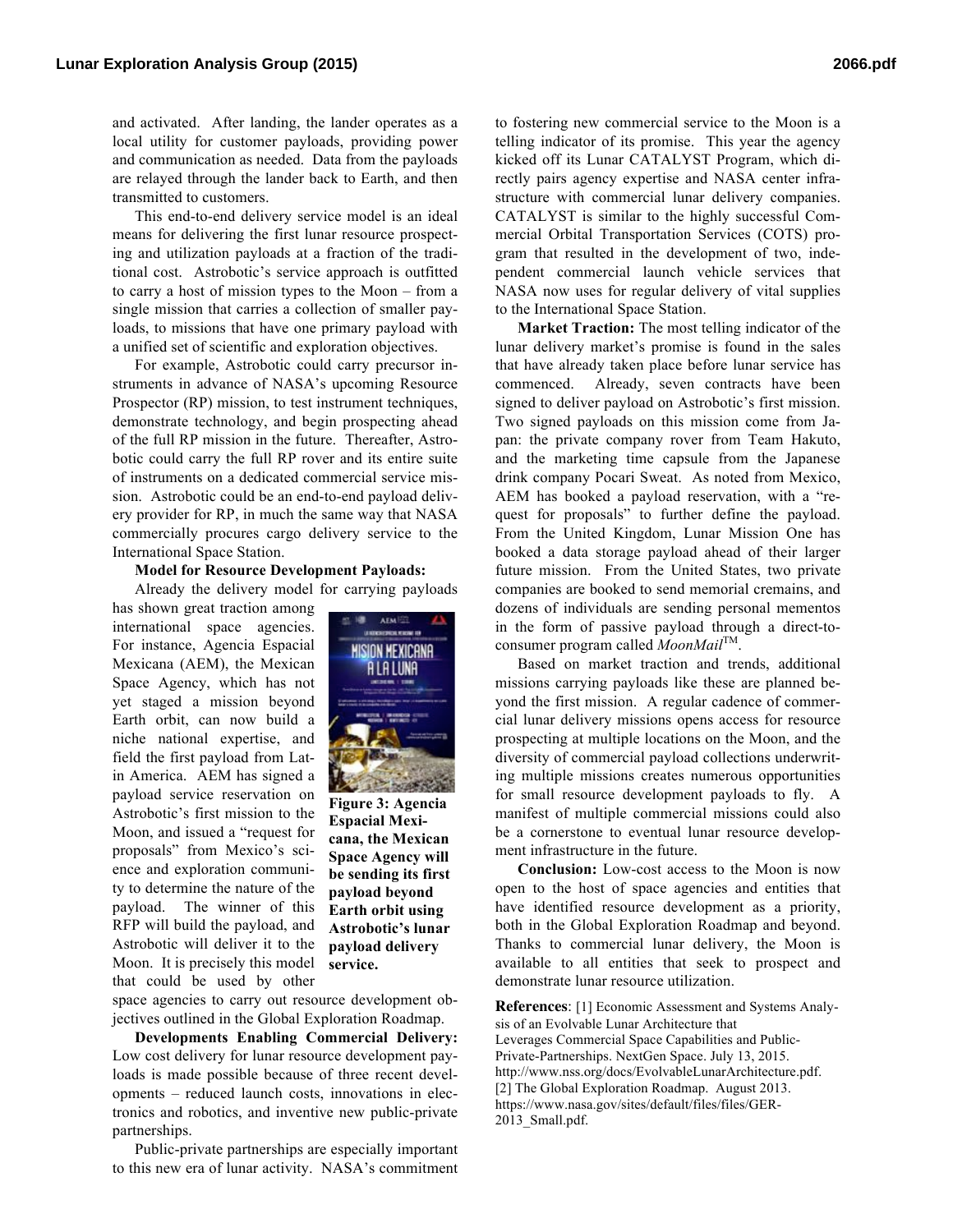and activated. After landing, the lander operates as a local utility for customer payloads, providing power and communication as needed. Data from the payloads are relayed through the lander back to Earth, and then transmitted to customers.

This end-to-end delivery service model is an ideal means for delivering the first lunar resource prospecting and utilization payloads at a fraction of the traditional cost. Astrobotic's service approach is outfitted to carry a host of mission types to the Moon – from a single mission that carries a collection of smaller payloads, to missions that have one primary payload with a unified set of scientific and exploration objectives.

For example, Astrobotic could carry precursor instruments in advance of NASA's upcoming Resource Prospector (RP) mission, to test instrument techniques, demonstrate technology, and begin prospecting ahead of the full RP mission in the future. Thereafter, Astrobotic could carry the full RP rover and its entire suite of instruments on a dedicated commercial service mission. Astrobotic could be an end-to-end payload delivery provider for RP, in much the same way that NASA commercially procures cargo delivery service to the International Space Station.

**Model for Resource Development Payloads:** Already the delivery model for carrying payloads has shown great traction among international space agencies. For instance, Agencia Espacial Mexicana (AEM), the Mexican Space Agency, which has not yet staged a mission beyond Earth orbit, can now build a niche national expertise, and field the first payload from Latin America. AEM has signed a payload service reservation on Astrobotic's first mission to the Moon, and issued a "request for proposals" from Mexico's science and exploration community to determine the nature of the payload. The winner of this RFP will build the payload, and Astrobotic will deliver it to the Moon. It is precisely this model that could be used by other space agencies to carry out resource development objectives outlined in the Global Exploration Roadmap.

**Figure 3: Agencia Espacial Mexicana, the Mexican Space Agency will be sending its first payload beyond Earth orbit using Astrobotic's lunar payload delivery service.**

**Developments Enabling Commercial Delivery:** Low cost delivery for lunar resource development payloads is made possible because of three recent developments – reduced launch costs, innovations in electronics and robotics, and inventive new public-private partnerships.

Public-private partnerships are especially important to this new era of lunar activity. NASA's commitment to fostering new commercial service to the Moon is a telling indicator of its promise. This year the agency kicked off its Lunar CATALYST Program, which directly pairs agency expertise and NASA center infrastructure with commercial lunar delivery companies. CATALYST is similar to the highly successful Commercial Orbital Transportation Services (COTS) program that resulted in the development of two, independent commercial launch vehicle services that NASA now uses for regular delivery of vital supplies to the International Space Station.

**Market Traction:** The most telling indicator of the lunar delivery market's promise is found in the sales that have already taken place before lunar service has commenced. Already, seven contracts have been signed to deliver payload on Astrobotic's first mission. Two signed payloads on this mission come from Japan: the private company rover from Team Hakuto, and the marketing time capsule from the Japanese drink company Pocari Sweat. As noted from Mexico, AEM has booked a payload reservation, with a "request for proposals" to further define the payload. From the United Kingdom, Lunar Mission One has booked a data storage payload ahead of their larger future mission. From the United States, two private companies are booked to send memorial cremains, and dozens of individuals are sending personal mementos in the form of passive payload through a direct-to-consumer program called *MoonMail*™.

Based on market traction and trends, additional missions carrying payloads like these are planned beyond the first mission. A regular cadence of commercial lunar delivery missions opens access for resource prospecting at multiple locations on the Moon, and the diversity of commercial payload collections underwriting multiple missions creates numerous opportunities for small resource development payloads to fly. A manifest of multiple commercial missions could also be a cornerstone to eventual lunar resource development infrastructure in the future.

**Conclusion:** Low-cost access to the Moon is now open to the host of space agencies and entities that have identified resource development as a priority, both in the Global Exploration Roadmap and beyond. Thanks to commercial lunar delivery, the Moon is available to all entities that seek to prospect and demonstrate lunar resource utilization.

**References**: [1] Economic Assessment and Systems Analysis of an Evolvable Lunar Architecture that Leverages Commercial Space Capabilities and Public-Private-Partnerships. NextGen Space. July 13, 2015. http://www.nss.org/docs/EvolvableLunarArchitecture.pdf. [2] The Global Exploration Roadmap. August 2013. https://www.nasa.gov/sites/default/files/files/GER-2013_Small.pdf.